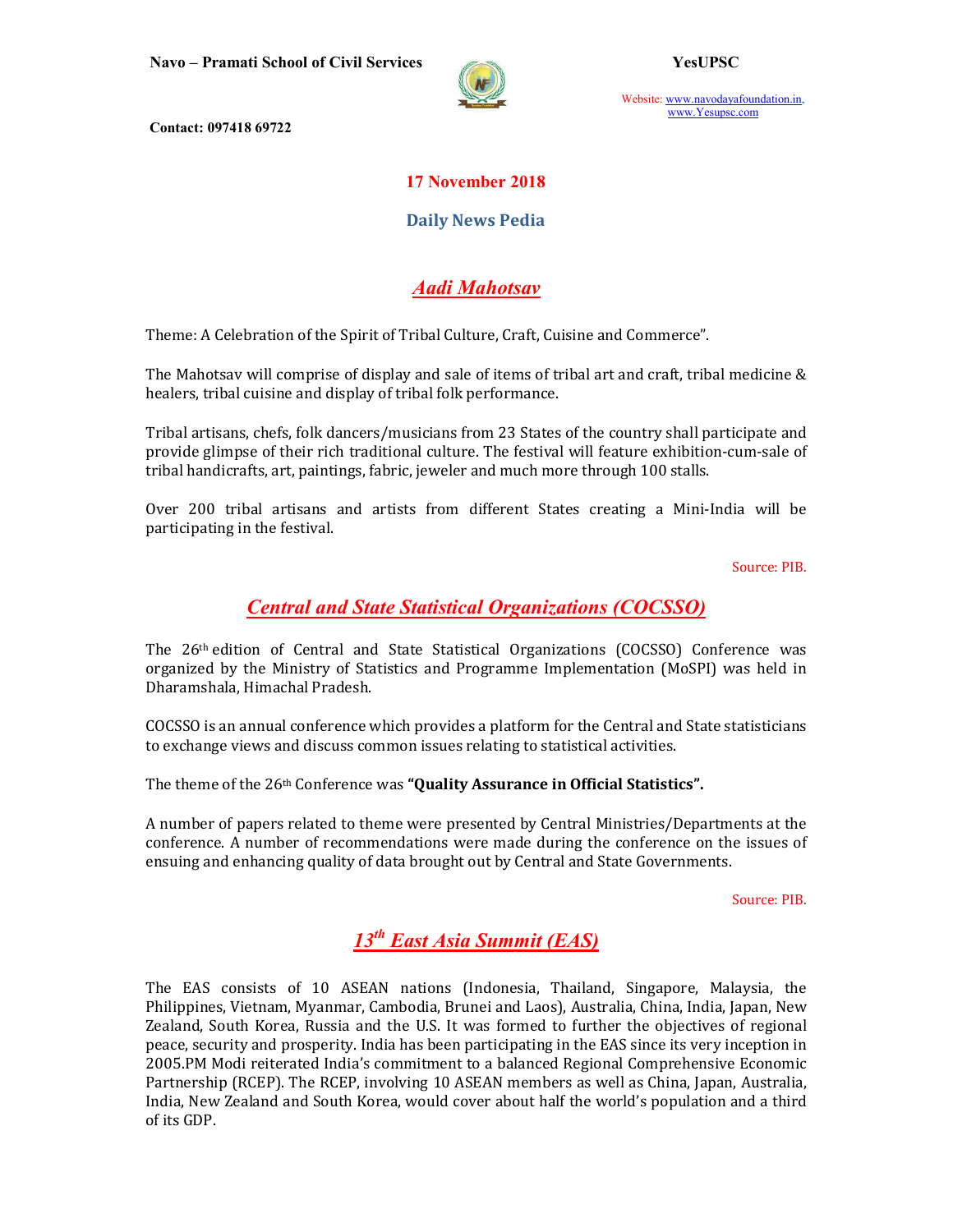Navo – Pramati School of Civil Services

YesUPSC

Website: www.navodayafoundation.in, www.Yesupsc.com

Contact: 097418 69722

**17 November 2018**

**Daily News Pedia**

## *Aadi Mahotsav*

Theme: A Celebration of the Spirit of Tribal Culture, Craft, Cuisine and Commerce".

The Mahotsav will comprise of display and sale of items of tribal art and craft, tribal medicine & healers, tribal cuisine and display of tribal folk performance.

Tribal artisans, chefs, folk dancers/musicians from 23 States of the country shall participate and provide glimpse of their rich traditional culture. The festival will feature exhibition-cum-sale of tribal handicrafts, art, paintings, fabric, jeweler and much more through 100 stalls.

Over 200 tribal artisans and artists from different States creating a Mini-India will be participating in the festival.

Source: PIB.

## *Central and State Statistical Organizations (COCSSO)*

The 26th edition of Central and State Statistical Organizations (COCSSO) Conference was organized by the Ministry of Statistics and Programme Implementation (MoSPI) was held in Dharamshala, Himachal Pradesh.

COCSSO is an annual conference which provides a platform for the Central and State statisticians to exchange views and discuss common issues relating to statistical activities.

The theme of the 26th Conference was **"Quality Assurance in Official Statistics".**

A number of papers related to theme were presented by Central Ministries/Departments at the conference. A number of recommendations were made during the conference on the issues of ensuing and enhancing quality of data brought out by Central and State Governments.

Source: PIB.

## *13th East Asia Summit (EAS)*

The EAS consists of 10 ASEAN nations (Indonesia, Thailand, Singapore, Malaysia, the Philippines, Vietnam, Myanmar, Cambodia, Brunei and Laos), Australia, China, India, Japan, New Zealand, South Korea, Russia and the U.S. It was formed to further the objectives of regional peace, security and prosperity. India has been participating in the EAS since its very inception in 2005.PM Modi reiterated India's commitment to a balanced Regional Comprehensive Economic Partnership (RCEP). The RCEP, involving 10 ASEAN members as well as China, Japan, Australia, India, New Zealand and South Korea, would cover about half the world's population and a third of its GDP.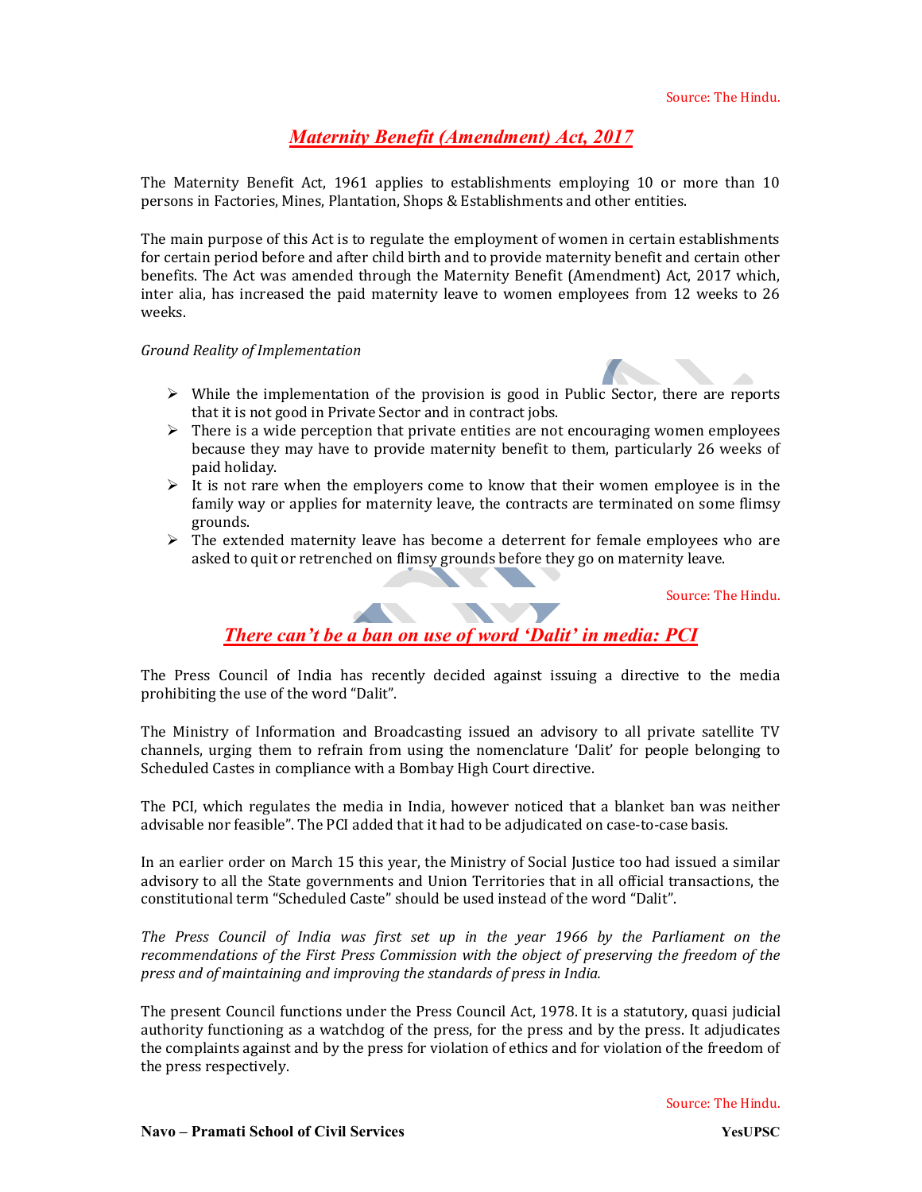Source: The Hindu.

## *Maternity Benefit (Amendment) Act, 2017*

The Maternity Benefit Act, 1961 applies to establishments employing 10 or more than 10 persons in Factories, Mines, Plantation, Shops & Establishments and other entities.

The main purpose of this Act is to regulate the employment of women in certain establishments for certain period before and after child birth and to provide maternity benefit and certain other benefits. The Act was amended through the Maternity Benefit (Amendment) Act, 2017 which, inter alia, has increased the paid maternity leave to women employees from 12 weeks to 26 weeks.

*Ground Reality of Implementation*

- While the implementation of the provision is good in Public Sector, there are reports that it is not good in Private Sector and in contract jobs.
- There is a wide perception that private entities are not encouraging women employees because they may have to provide maternity benefit to them, particularly 26 weeks of paid holiday.
- It is not rare when the employers come to know that their women employee is in the family way or applies for maternity leave, the contracts are terminated on some flimsy grounds.
- The extended maternity leave has become a deterrent for female employees who are asked to quit or retrenched on flimsy grounds before they go on maternity leave.

Source: The Hindu.

## *There can't be a ban on use of word 'Dalit' in media: PCI*

The Press Council of India has recently decided against issuing a directive to the media prohibiting the use of the word "Dalit".

The Ministry of Information and Broadcasting issued an advisory to all private satellite TV channels, urging them to refrain from using the nomenclature 'Dalit' for people belonging to Scheduled Castes in compliance with a Bombay High Court directive.

The PCI, which regulates the media in India, however noticed that a blanket ban was neither advisable nor feasible". The PCI added that it had to be adjudicated on case-to-case basis.

In an earlier order on March 15 this year, the Ministry of Social Justice too had issued a similar advisory to all the State governments and Union Territories that in all official transactions, the constitutional term "Scheduled Caste" should be used instead of the word "Dalit".

*The Press Council of India was first set up in the year 1966 by the Parliament on the recommendations of the First Press Commission with the object of preserving the freedom of the press and of maintaining and improving the standards of press in India.*

The present Council functions under the Press Council Act, 1978. It is a statutory, quasi judicial authority functioning as a watchdog of the press, for the press and by the press. It adjudicates the complaints against and by the press for violation of ethics and for violation of the freedom of the press respectively.

Source: The Hindu.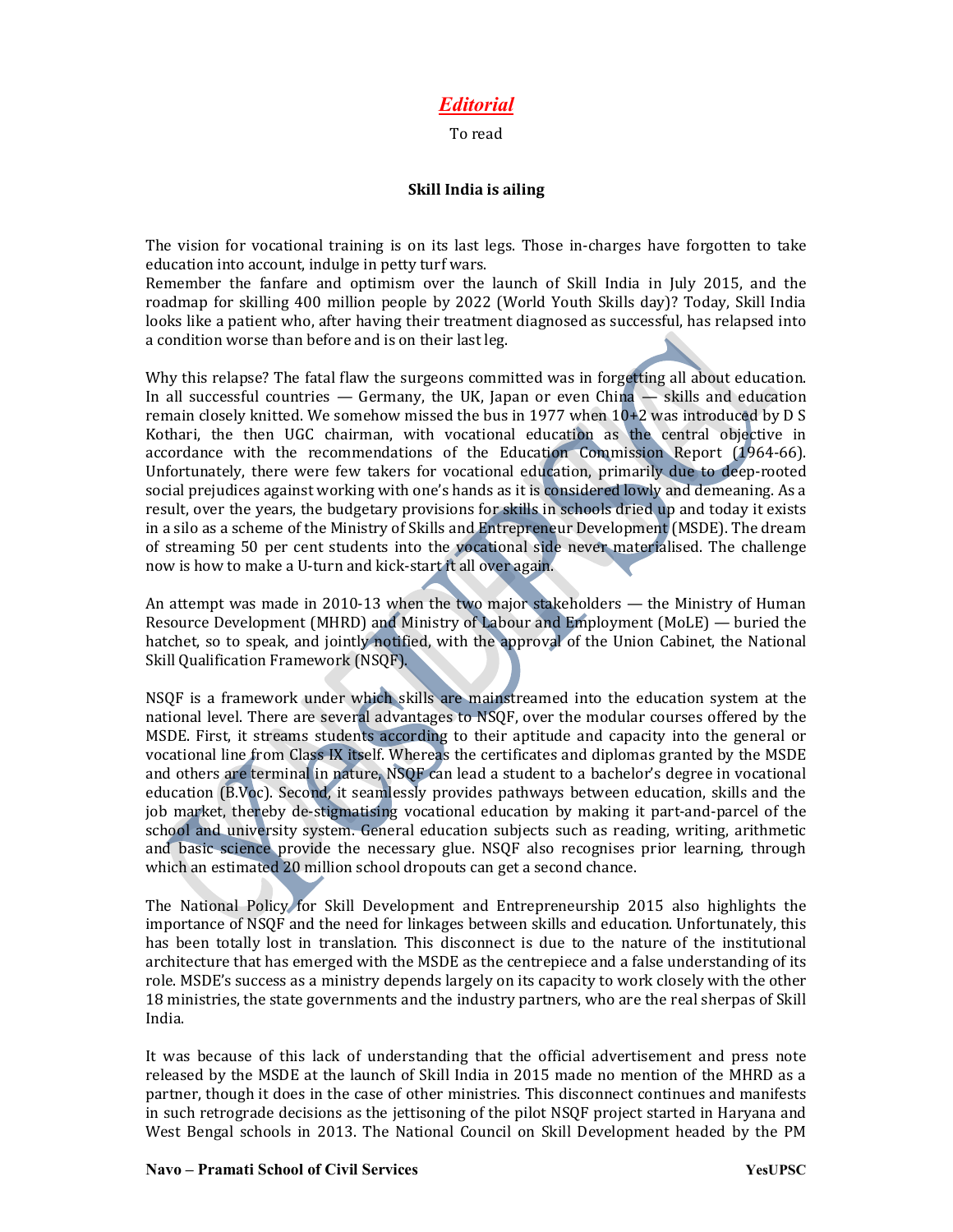# *Editorial*

To read

### Skill India is ailing

The vision for vocational training is on its last legs. Those in-charges have forgotten to take education into account, indulge in petty turf wars.
Remember the fanfare and optimism over the launch of Skill India in July 2015, and the roadmap for skilling 400 million people by 2022 (World Youth Skills day)? Today, Skill India looks like a patient who, after having their treatment diagnosed as successful, has relapsed into a condition worse than before and is on their last leg.

Why this relapse? The fatal flaw the surgeons committed was in forgetting all about education. In all successful countries — Germany, the UK, Japan or even China — skills and education remain closely knitted. We somehow missed the bus in 1977 when 10+2 was introduced by D S Kothari, the then UGC chairman, with vocational education as the central objective in accordance with the recommendations of the Education Commission Report (1964-66). Unfortunately, there were few takers for vocational education, primarily due to deep-rooted social prejudices against working with one's hands as it is considered lowly and demeaning. As a result, over the years, the budgetary provisions for skills in schools dried up and today it exists in a silo as a scheme of the Ministry of Skills and Entrepreneur Development (MSDE). The dream of streaming 50 per cent students into the vocational side never materialised. The challenge now is how to make a U-turn and kick-start it all over again.

An attempt was made in 2010-13 when the two major stakeholders — the Ministry of Human Resource Development (MHRD) and Ministry of Labour and Employment (MoLE) — buried the hatchet, so to speak, and jointly notified, with the approval of the Union Cabinet, the National Skill Qualification Framework (NSQF).

NSQF is a framework under which skills are mainstreamed into the education system at the national level. There are several advantages to NSQF, over the modular courses offered by the MSDE. First, it streams students according to their aptitude and capacity into the general or vocational line from Class IX itself. Whereas the certificates and diplomas granted by the MSDE and others are terminal in nature, NSQF can lead a student to a bachelor's degree in vocational education (B.Voc). Second, it seamlessly provides pathways between education, skills and the job market, thereby de-stigmatising vocational education by making it part-and-parcel of the school and university system. General education subjects such as reading, writing, arithmetic and basic science provide the necessary glue. NSQF also recognises prior learning, through which an estimated 20 million school dropouts can get a second chance.

The National Policy for Skill Development and Entrepreneurship 2015 also highlights the importance of NSQF and the need for linkages between skills and education. Unfortunately, this has been totally lost in translation. This disconnect is due to the nature of the institutional architecture that has emerged with the MSDE as the centrepiece and a false understanding of its role. MSDE's success as a ministry depends largely on its capacity to work closely with the other 18 ministries, the state governments and the industry partners, who are the real sherpas of Skill India.

It was because of this lack of understanding that the official advertisement and press note released by the MSDE at the launch of Skill India in 2015 made no mention of the MHRD as a partner, though it does in the case of other ministries. This disconnect continues and manifests in such retrograde decisions as the jettisoning of the pilot NSQF project started in Haryana and West Bengal schools in 2013. The National Council on Skill Development headed by the PM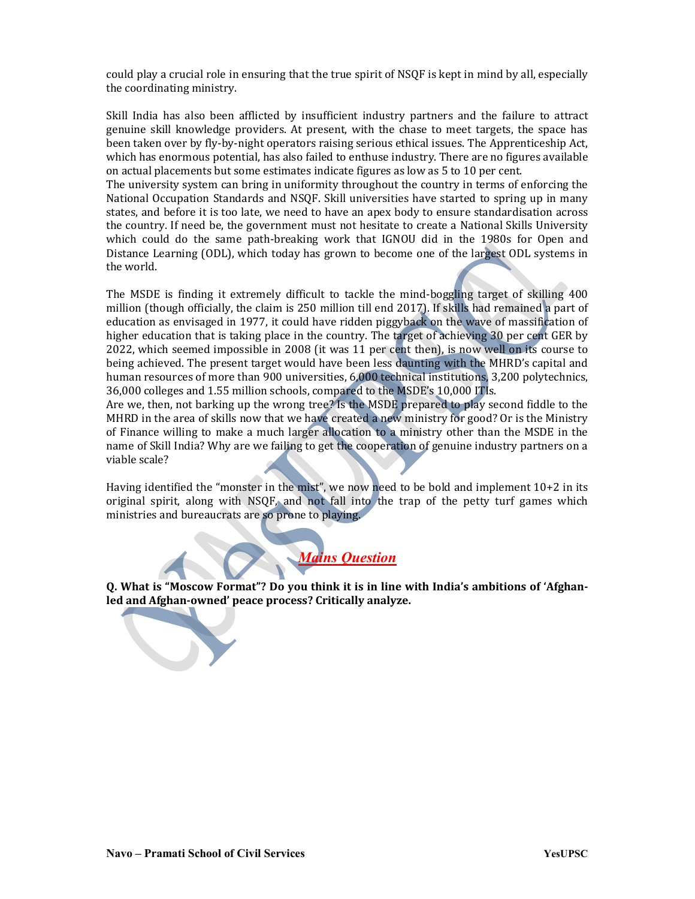could play a crucial role in ensuring that the true spirit of NSQF is kept in mind by all, especially the coordinating ministry.

Skill India has also been afflicted by insufficient industry partners and the failure to attract genuine skill knowledge providers. At present, with the chase to meet targets, the space has been taken over by fly-by-night operators raising serious ethical issues. The Apprenticeship Act, which has enormous potential, has also failed to enthuse industry. There are no figures available on actual placements but some estimates indicate figures as low as 5 to 10 per cent.
The university system can bring in uniformity throughout the country in terms of enforcing the National Occupation Standards and NSQF. Skill universities have started to spring up in many states, and before it is too late, we need to have an apex body to ensure standardisation across the country. If need be, the government must not hesitate to create a National Skills University which could do the same path-breaking work that IGNOU did in the 1980s for Open and Distance Learning (ODL), which today has grown to become one of the largest ODL systems in the world.

The MSDE is finding it extremely difficult to tackle the mind-boggling target of skilling 400 million (though officially, the claim is 250 million till end 2017). If skills had remained a part of education as envisaged in 1977, it could have ridden piggyback on the wave of massification of higher education that is taking place in the country. The target of achieving 30 per cent GER by 2022, which seemed impossible in 2008 (it was 11 per cent then), is now well on its course to being achieved. The present target would have been less daunting with the MHRD's capital and human resources of more than 900 universities, 6,000 technical institutions, 3,200 polytechnics, 36,000 colleges and 1.55 million schools, compared to the MSDE's 10,000 ITIs.
Are we, then, not barking up the wrong tree? Is the MSDE prepared to play second fiddle to the MHRD in the area of skills now that we have created a new ministry for good? Or is the Ministry of Finance willing to make a much larger allocation to a ministry other than the MSDE in the name of Skill India? Why are we failing to get the cooperation of genuine industry partners on a viable scale?

Having identified the "monster in the mist", we now need to be bold and implement 10+2 in its original spirit, along with NSQF, and not fall into the trap of the petty turf games which ministries and bureaucrats are so prone to playing.

## ***Mains Question***

**Q. What is "Moscow Format"? Do you think it is in line with India's ambitions of 'Afghan-led and Afghan-owned' peace process? Critically analyze.**